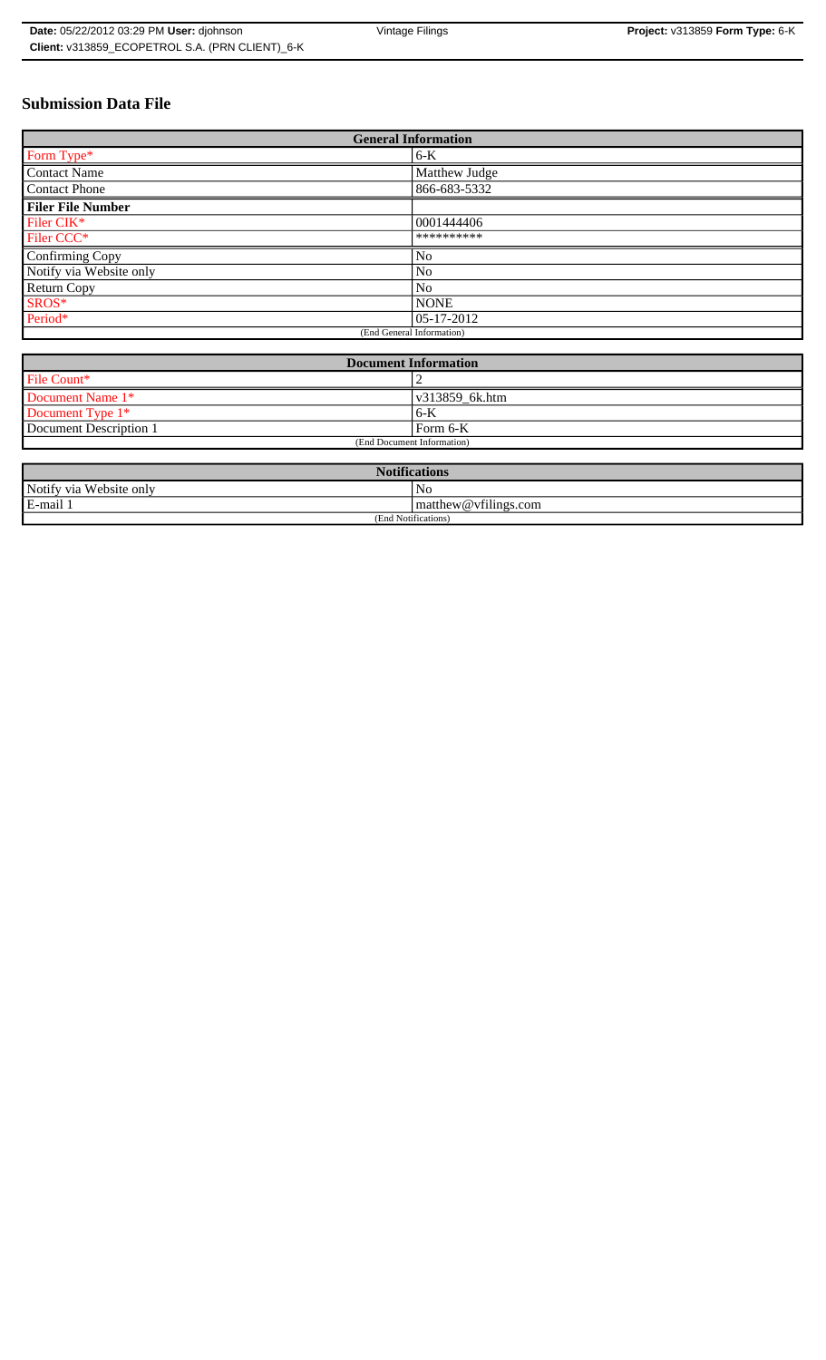## Submission Data File

| General Information | |
| --- | --- |
| Form Type* | 6-K |
| Contact Name | Matthew Judge |
| Contact Phone | 866-683-5332 |
| **Filer File Number** | |
| Filer CIK* | 0001444406 |
| Filer CCC* | ********** |
| Confirming Copy | No |
| Notify via Website only | No |
| Return Copy | No |
| SROS* | NONE |
| Period* | 05-17-2012 |
| (End General Information) | |

| Document Information | |
| --- | --- |
| File Count* | 2 |
| Document Name 1* | v313859_6k.htm |
| Document Type 1* | 6-K |
| Document Description 1 | Form 6-K |
| (End Document Information) | |

| Notifications | |
| --- | --- |
| Notify via Website only | No |
| E-mail 1 | matthew@vfilings.com |
| (End Notifications) | |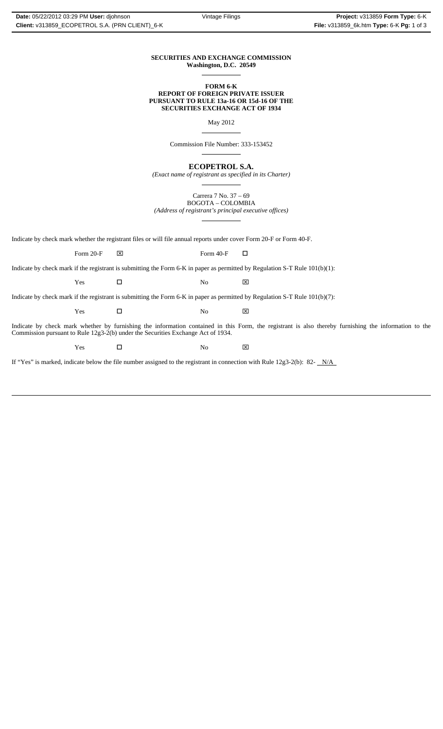**SECURITIES AND EXCHANGE COMMISSION**
**Washington, D.C. 20549**

**FORM 6-K**
**REPORT OF FOREIGN PRIVATE ISSUER**
**PURSUANT TO RULE 13a-16 OR 15d-16 OF THE**
**SECURITIES EXCHANGE ACT OF 1934**

May 2012

Commission File Number: 333-153452

**ECOPETROL S.A.**
*(Exact name of registrant as specified in its Charter)*

Carrera 7 No. 37 – 69
BOGOTA – COLOMBIA
*(Address of registrant's principal executive offices)*

Indicate by check mark whether the registrant files or will file annual reports under cover Form 20-F or Form 40-F.

Form 20-F ☒ Form 40-F ☐

Indicate by check mark if the registrant is submitting the Form 6-K in paper as permitted by Regulation S-T Rule 101(b)(1):

Yes ☐ No ☒

Indicate by check mark if the registrant is submitting the Form 6-K in paper as permitted by Regulation S-T Rule 101(b)(7):

Yes ☐ No ☒

Indicate by check mark whether by furnishing the information contained in this Form, the registrant is also thereby furnishing the information to the Commission pursuant to Rule 12g3-2(b) under the Securities Exchange Act of 1934.

Yes ☐ No ☒

If "Yes" is marked, indicate below the file number assigned to the registrant in connection with Rule 12g3-2(b): 82- N/A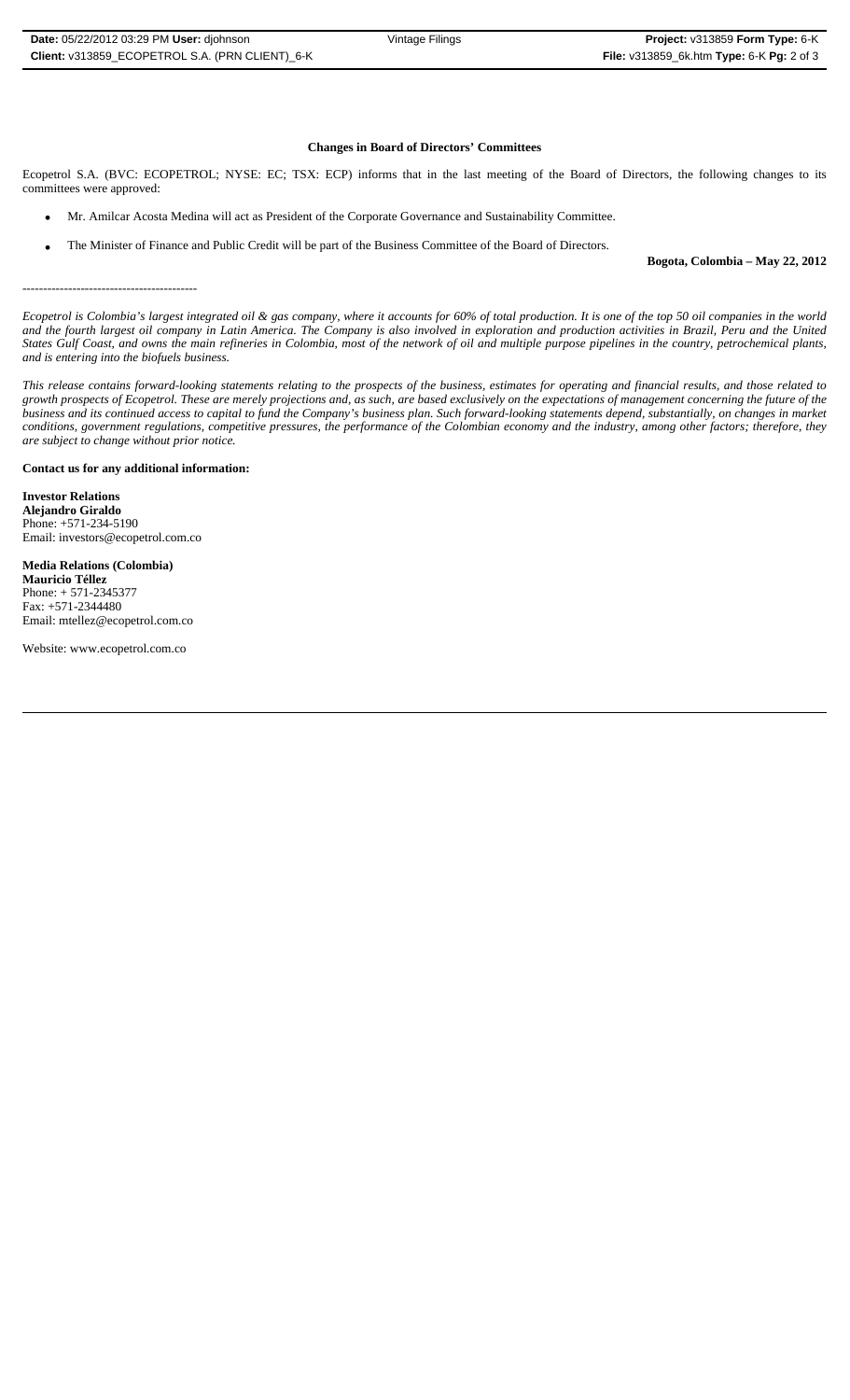**Changes in Board of Directors' Committees**

Ecopetrol S.A. (BVC: ECOPETROL; NYSE: EC; TSX: ECP) informs that in the last meeting of the Board of Directors, the following changes to its committees were approved:

- Mr. Amilcar Acosta Medina will act as President of the Corporate Governance and Sustainability Committee.
- The Minister of Finance and Public Credit will be part of the Business Committee of the Board of Directors.

**Bogota, Colombia – May 22, 2012**

-----------------------------------------

*Ecopetrol is Colombia's largest integrated oil & gas company, where it accounts for 60% of total production. It is one of the top 50 oil companies in the world and the fourth largest oil company in Latin America. The Company is also involved in exploration and production activities in Brazil, Peru and the United States Gulf Coast, and owns the main refineries in Colombia, most of the network of oil and multiple purpose pipelines in the country, petrochemical plants, and is entering into the biofuels business.*

*This release contains forward-looking statements relating to the prospects of the business, estimates for operating and financial results, and those related to growth prospects of Ecopetrol. These are merely projections and, as such, are based exclusively on the expectations of management concerning the future of the business and its continued access to capital to fund the Company's business plan. Such forward-looking statements depend, substantially, on changes in market conditions, government regulations, competitive pressures, the performance of the Colombian economy and the industry, among other factors; therefore, they are subject to change without prior notice.*

**Contact us for any additional information:**

**Investor Relations**
**Alejandro Giraldo**
Phone: +571-234-5190
Email: investors@ecopetrol.com.co

**Media Relations (Colombia)**
**Mauricio Téllez**
Phone: + 571-2345377
Fax: +571-2344480
Email: mtellez@ecopetrol.com.co

Website: www.ecopetrol.com.co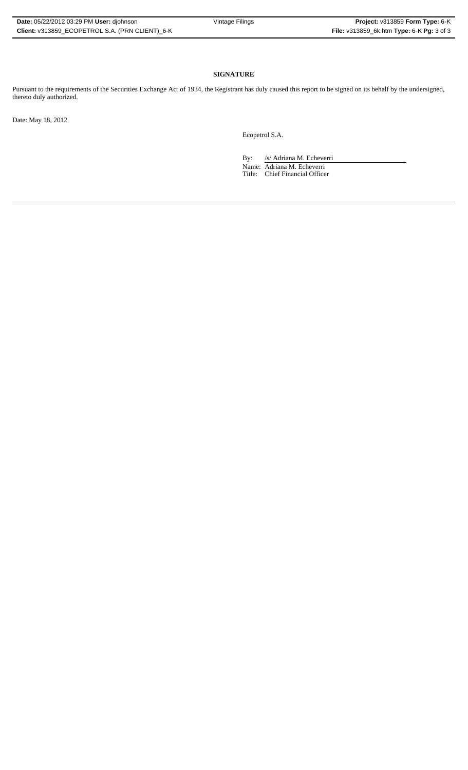## SIGNATURE

Pursuant to the requirements of the Securities Exchange Act of 1934, the Registrant has duly caused this report to be signed on its behalf by the undersigned, thereto duly authorized.

Date: May 18, 2012

Ecopetrol S.A.

By: /s/ Adriana M. Echeverri

Name: Adriana M. Echeverri

Title: Chief Financial Officer